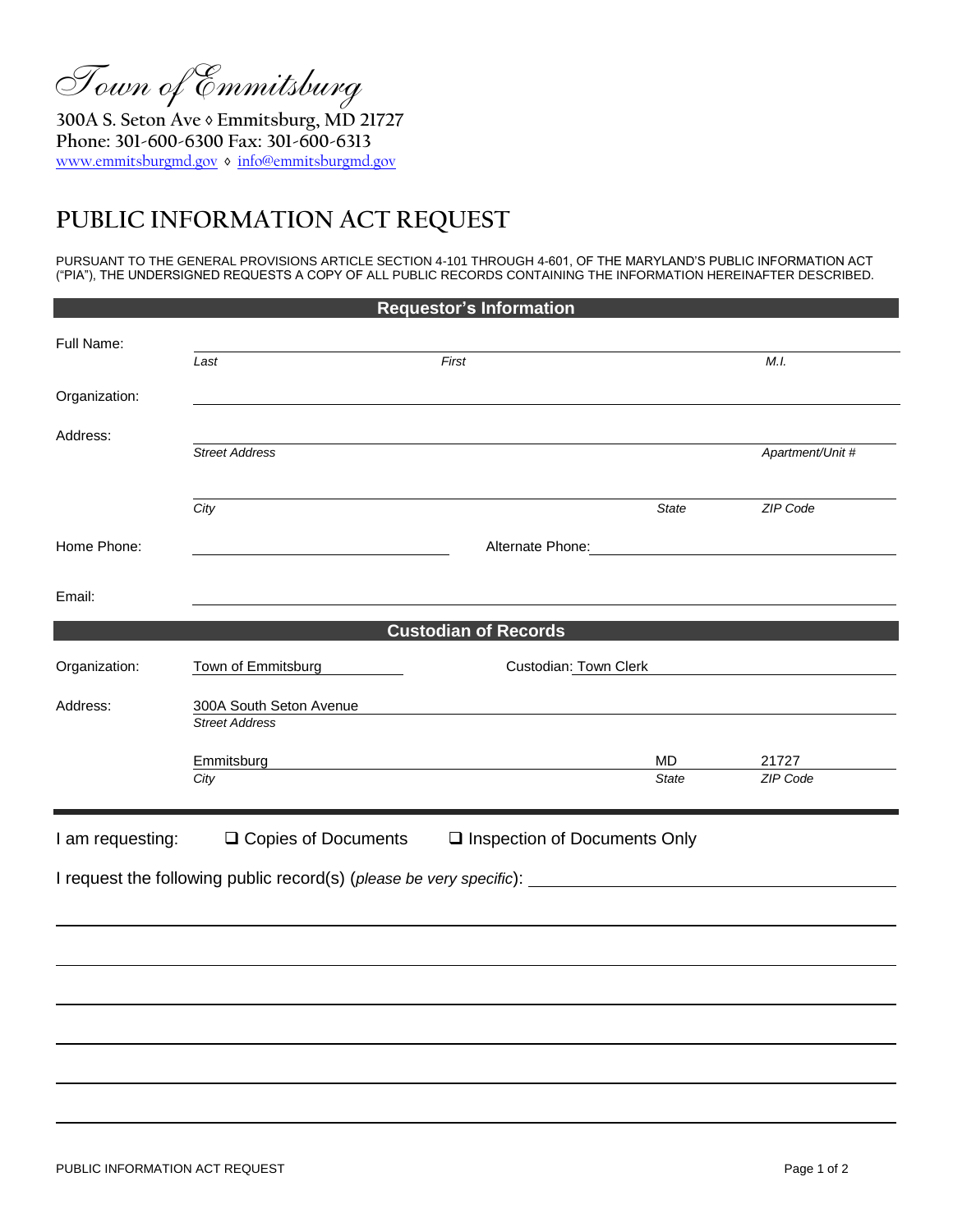*Town of Emmitsburg*

**300A S. Seton Ave ◊ Emmitsburg, MD 21727**
**Phone: 301-600-6300 Fax: 301-600-6313**
www.emmitsburgmd.gov ◊ info@emmitsburgmd.gov

# PUBLIC INFORMATION ACT REQUEST

PURSUANT TO THE GENERAL PROVISIONS ARTICLE SECTION 4-101 THROUGH 4-601, OF THE MARYLAND'S PUBLIC INFORMATION ACT ("PIA"), THE UNDERSIGNED REQUESTS A COPY OF ALL PUBLIC RECORDS CONTAINING THE INFORMATION HEREINAFTER DESCRIBED.

## Requestor's Information

Full Name: ______________________________________________
*Last* *First* *M.I.*

Organization: ______________________________________________

Address: ______________________________________________
*Street Address* *Apartment/Unit #*

______________________________________________
*City* *State* *ZIP Code*

Home Phone: ____________________ Alternate Phone: ____________________

Email: ______________________________________________

## Custodian of Records

Organization: Town of Emmitsburg Custodian: Town Clerk

Address: 300A South Seton Avenue
*Street Address*

Emmitsburg MD 21727
*City* *State* *ZIP Code*

---

I am requesting: ❑ Copies of Documents ❑ Inspection of Documents Only

I request the following public record(s) (*please be very specific*): ______________________________________________

______________________________________________

______________________________________________

______________________________________________

______________________________________________

______________________________________________

______________________________________________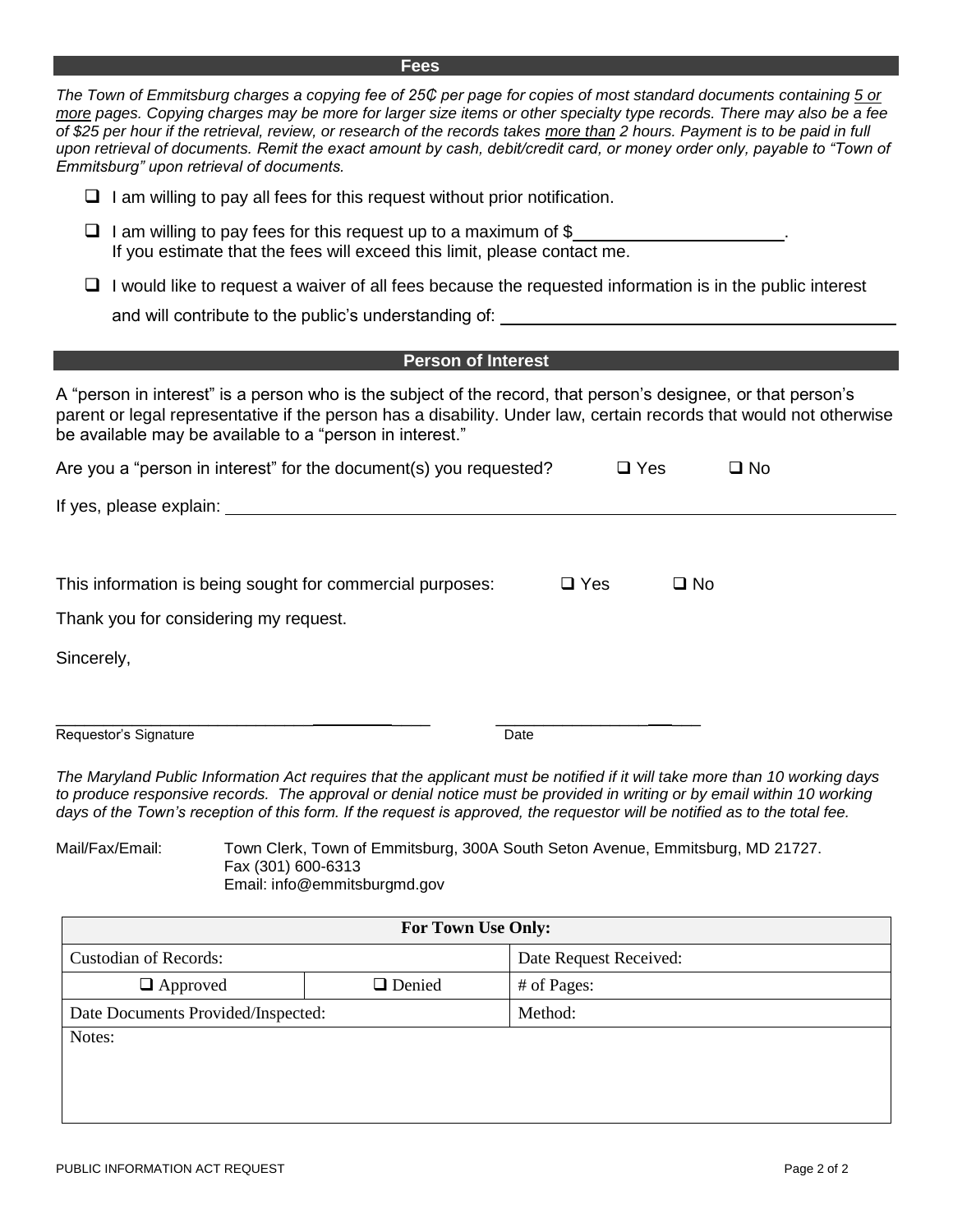## Fees

*The Town of Emmitsburg charges a copying fee of 25₵ per page for copies of most standard documents containing 5 or more pages. Copying charges may be more for larger size items or other specialty type records. There may also be a fee of $25 per hour if the retrieval, review, or research of the records takes more than 2 hours. Payment is to be paid in full upon retrieval of documents. Remit the exact amount by cash, debit/credit card, or money order only, payable to "Town of Emmitsburg" upon retrieval of documents.*

- ☐ I am willing to pay all fees for this request without prior notification.
- ☐ I am willing to pay fees for this request up to a maximum of $______________________.
  If you estimate that the fees will exceed this limit, please contact me.
- ☐ I would like to request a waiver of all fees because the requested information is in the public interest and will contribute to the public's understanding of: ______________________________________

## Person of Interest

A "person in interest" is a person who is the subject of the record, that person's designee, or that person's parent or legal representative if the person has a disability. Under law, certain records that would not otherwise be available may be available to a "person in interest."

Are you a "person in interest" for the document(s) you requested? ☐ Yes ☐ No

If yes, please explain: ______________________________________________________________

This information is being sought for commercial purposes: ☐ Yes ☐ No

Thank you for considering my request.

Sincerely,

_______________________________________ ______________________

Requestor's Signature Date

*The Maryland Public Information Act requires that the applicant must be notified if it will take more than 10 working days to produce responsive records. The approval or denial notice must be provided in writing or by email within 10 working days of the Town's reception of this form. If the request is approved, the requestor will be notified as to the total fee.*

Mail/Fax/Email: Town Clerk, Town of Emmitsburg, 300A South Seton Avenue, Emmitsburg, MD 21727.
Fax (301) 600-6313
Email: info@emmitsburgmd.gov

| For Town Use Only: | | |
|---|---|---|
| Custodian of Records: | | Date Request Received: |
| ☐ Approved | ☐ Denied | # of Pages: |
| Date Documents Provided/Inspected: | | Method: |
| Notes: | | |